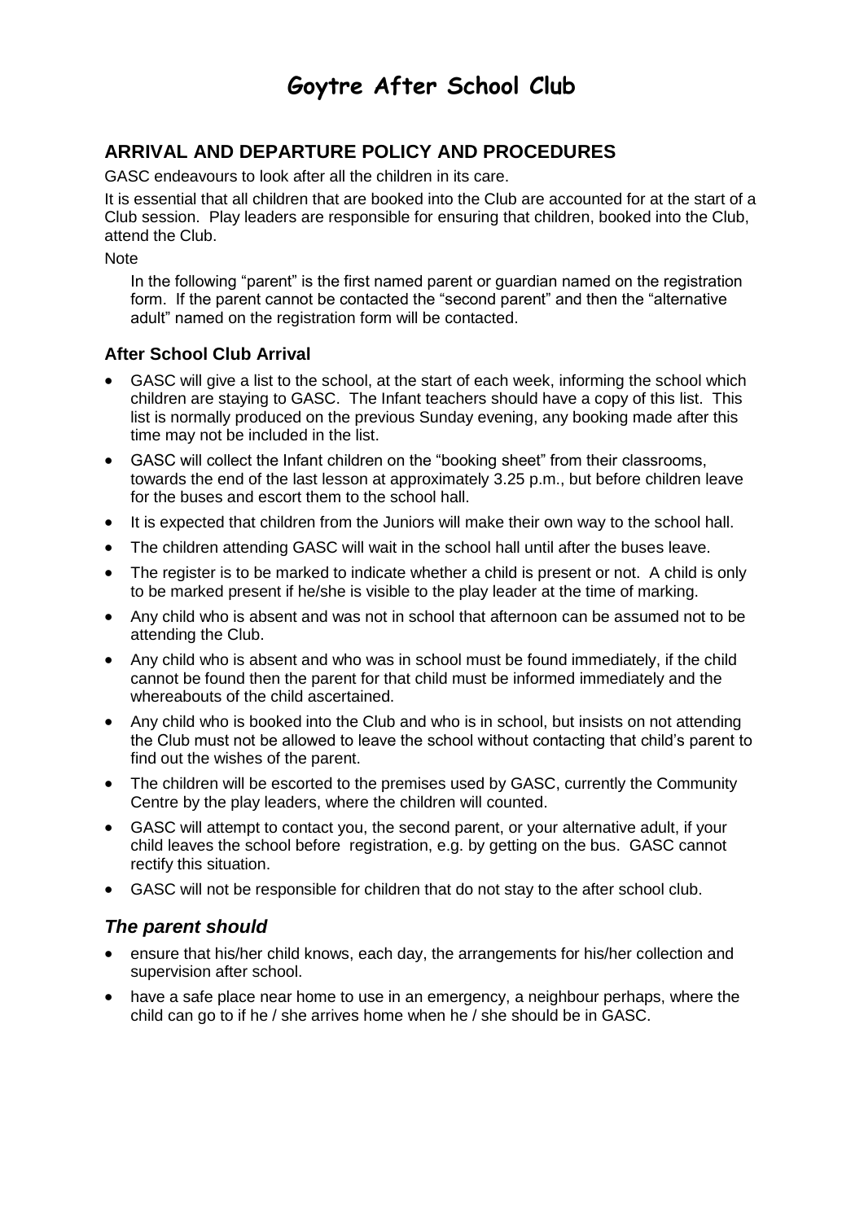# Goytre After School Club

## ARRIVAL AND DEPARTURE POLICY AND PROCEDURES

GASC endeavours to look after all the children in its care.

It is essential that all children that are booked into the Club are accounted for at the start of a Club session. Play leaders are responsible for ensuring that children, booked into the Club, attend the Club.

Note

> In the following "parent" is the first named parent or guardian named on the registration form. If the parent cannot be contacted the "second parent" and then the "alternative adult" named on the registration form will be contacted.

### After School Club Arrival

- GASC will give a list to the school, at the start of each week, informing the school which children are staying to GASC. The Infant teachers should have a copy of this list. This list is normally produced on the previous Sunday evening, any booking made after this time may not be included in the list.
- GASC will collect the Infant children on the "booking sheet" from their classrooms, towards the end of the last lesson at approximately 3.25 p.m., but before children leave for the buses and escort them to the school hall.
- It is expected that children from the Juniors will make their own way to the school hall.
- The children attending GASC will wait in the school hall until after the buses leave.
- The register is to be marked to indicate whether a child is present or not. A child is only to be marked present if he/she is visible to the play leader at the time of marking.
- Any child who is absent and was not in school that afternoon can be assumed not to be attending the Club.
- Any child who is absent and who was in school must be found immediately, if the child cannot be found then the parent for that child must be informed immediately and the whereabouts of the child ascertained.
- Any child who is booked into the Club and who is in school, but insists on not attending the Club must not be allowed to leave the school without contacting that child's parent to find out the wishes of the parent.
- The children will be escorted to the premises used by GASC, currently the Community Centre by the play leaders, where the children will counted.
- GASC will attempt to contact you, the second parent, or your alternative adult, if your child leaves the school before registration, e.g. by getting on the bus. GASC cannot rectify this situation.
- GASC will not be responsible for children that do not stay to the after school club.

### *The parent should*

- ensure that his/her child knows, each day, the arrangements for his/her collection and supervision after school.
- have a safe place near home to use in an emergency, a neighbour perhaps, where the child can go to if he / she arrives home when he / she should be in GASC.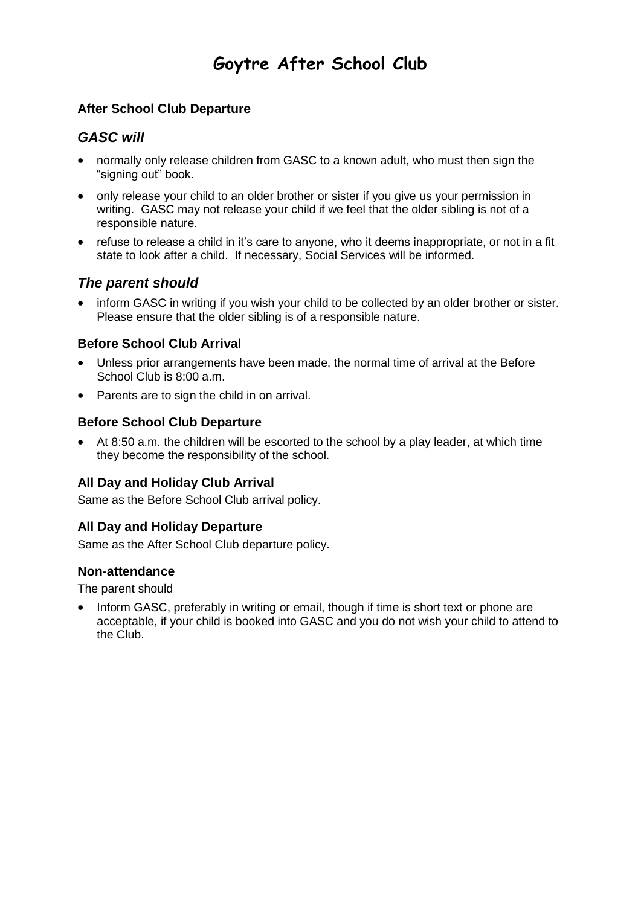# Goytre After School Club

### After School Club Departure

### *GASC will*

- normally only release children from GASC to a known adult, who must then sign the "signing out" book.
- only release your child to an older brother or sister if you give us your permission in writing. GASC may not release your child if we feel that the older sibling is not of a responsible nature.
- refuse to release a child in it's care to anyone, who it deems inappropriate, or not in a fit state to look after a child. If necessary, Social Services will be informed.

### *The parent should*

- inform GASC in writing if you wish your child to be collected by an older brother or sister. Please ensure that the older sibling is of a responsible nature.

### Before School Club Arrival

- Unless prior arrangements have been made, the normal time of arrival at the Before School Club is 8:00 a.m.
- Parents are to sign the child in on arrival.

### Before School Club Departure

- At 8:50 a.m. the children will be escorted to the school by a play leader, at which time they become the responsibility of the school.

### All Day and Holiday Club Arrival

Same as the Before School Club arrival policy.

### All Day and Holiday Departure

Same as the After School Club departure policy.

### Non-attendance

The parent should

- Inform GASC, preferably in writing or email, though if time is short text or phone are acceptable, if your child is booked into GASC and you do not wish your child to attend to the Club.